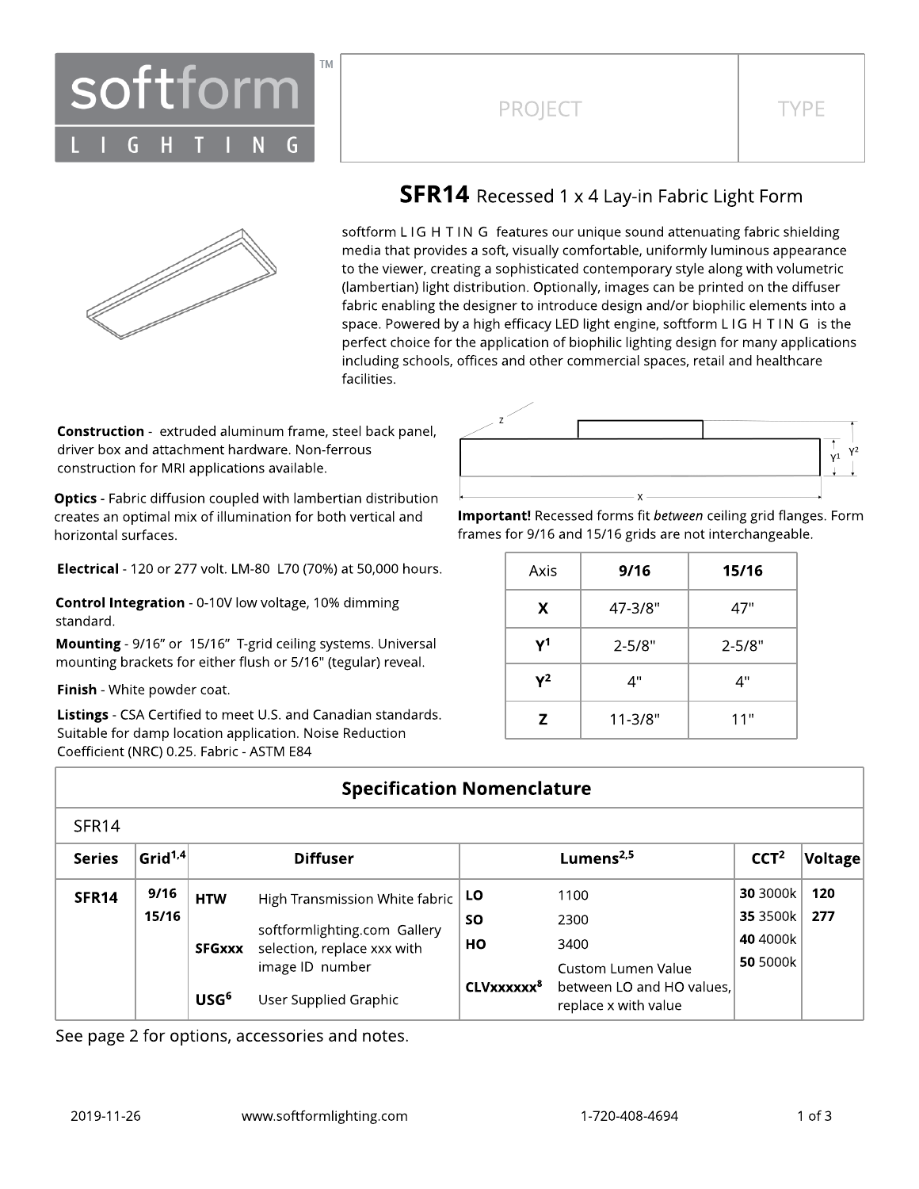softform LIGHTING™

| PROJECT | TYPE |
| --- | --- |
| | |

# SFR14 Recessed 1 x 4 Lay-in Fabric Light Form

softform L I G H T I N G features our unique sound attenuating fabric shielding media that provides a soft, visually comfortable, uniformly luminous appearance to the viewer, creating a sophisticated contemporary style along with volumetric (lambertian) light distribution. Optionally, images can be printed on the diffuser fabric enabling the designer to introduce design and/or biophilic elements into a space. Powered by a high efficacy LED light engine, softform L I G H T I N G is the perfect choice for the application of biophilic lighting design for many applications including schools, offices and other commercial spaces, retail and healthcare facilities.

**Construction** - extruded aluminum frame, steel back panel, driver box and attachment hardware. Non-ferrous construction for MRI applications available.

**Optics -** Fabric diffusion coupled with lambertian distribution creates an optimal mix of illumination for both vertical and horizontal surfaces.

**Electrical** - 120 or 277 volt. LM-80 L70 (70%) at 50,000 hours.

**Control Integration** - 0-10V low voltage, 10% dimming standard.

**Mounting** - 9/16" or 15/16" T-grid ceiling systems. Universal mounting brackets for either flush or 5/16" (tegular) reveal.

**Finish** - White powder coat.

**Listings** - CSA Certified to meet U.S. and Canadian standards. Suitable for damp location application. Noise Reduction Coefficient (NRC) 0.25. Fabric - ASTM E84

**Important!** Recessed forms fit *between* ceiling grid flanges. Form frames for 9/16 and 15/16 grids are not interchangeable.

| Axis | 9/16 | 15/16 |
| --- | --- | --- |
| X | 47-3/8" | 47" |
| Y¹ | 2-5/8" | 2-5/8" |
| Y² | 4" | 4" |
| Z | 11-3/8" | 11" |

## Specification Nomenclature

SFR14

| Series | Grid[1,4] | Diffuser | | Lumens[2,5] | | CCT[2] | Voltage |
| --- | --- | --- | --- | --- | --- | --- | --- |
| SFR14 | 9/16 | HTW | High Transmission White fabric | LO | 1100 | 30 3000k | 120 |
| | 15/16 | SFGxxx | softformlighting.com Gallery selection, replace xxx with image ID number | SO | 2300 | 35 3500k | 277 |
| | | USG[6] | User Supplied Graphic | HO | 3400 | 40 4000k | |
| | | | | CLVxxxxxx[8] | Custom Lumen Value between LO and HO values, replace x with value | 50 5000k | |

See page 2 for options, accessories and notes.

2019-11-26 www.softformlighting.com 1-720-408-4694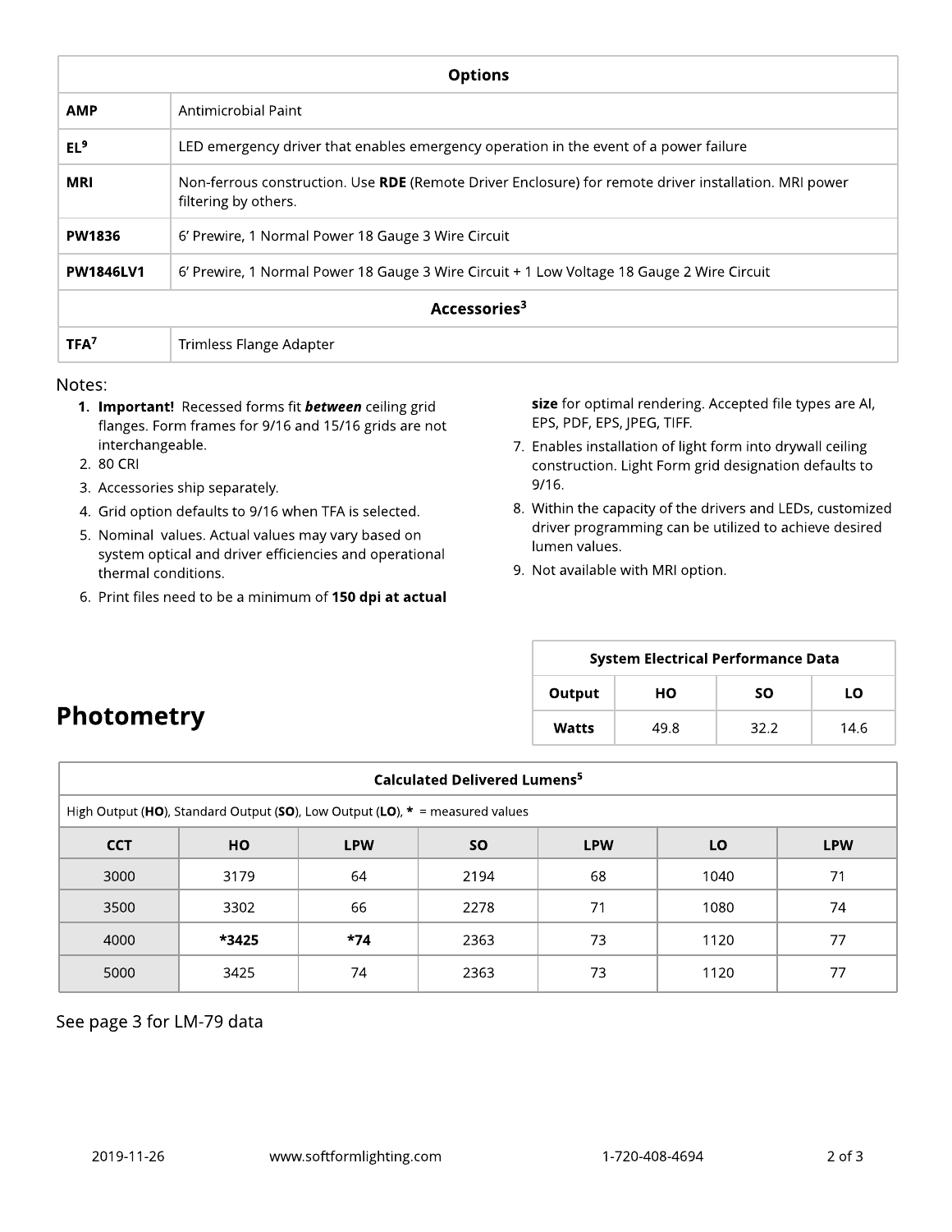| Options | |
|---|---|
| **AMP** | Antimicrobial Paint |
| **EL**[9] | LED emergency driver that enables emergency operation in the event of a power failure |
| **MRI** | Non-ferrous construction. Use **RDE** (Remote Driver Enclosure) for remote driver installation. MRI power filtering by others. |
| **PW1836** | 6' Prewire, 1 Normal Power 18 Gauge 3 Wire Circuit |
| **PW1846LV1** | 6' Prewire, 1 Normal Power 18 Gauge 3 Wire Circuit + 1 Low Voltage 18 Gauge 2 Wire Circuit |
| **Accessories**[3] | |
| **TFA**[7] | Trimless Flange Adapter |

Notes:

1. **Important!** Recessed forms fit ***between*** ceiling grid flanges. Form frames for 9/16 and 15/16 grids are not interchangeable.
2. 80 CRI
3. Accessories ship separately.
4. Grid option defaults to 9/16 when TFA is selected.
5. Nominal values. Actual values may vary based on system optical and driver efficiencies and operational thermal conditions.
6. Print files need to be a minimum of **150 dpi at actual size** for optimal rendering. Accepted file types are AI, EPS, PDF, EPS, JPEG, TIFF.
7. Enables installation of light form into drywall ceiling construction. Light Form grid designation defaults to 9/16.
8. Within the capacity of the drivers and LEDs, customized driver programming can be utilized to achieve desired lumen values.
9. Not available with MRI option.

## Photometry

| System Electrical Performance Data | | | |
|---|---|---|---|
| **Output** | **HO** | **SO** | **LO** |
| **Watts** | 49.8 | 32.2 | 14.6 |

| Calculated Delivered Lumens[5] | | | | | | |
|---|---|---|---|---|---|---|
| High Output (**HO**), Standard Output (**SO**), Low Output (**LO**), **\*** = measured values | | | | | | |
| **CCT** | **HO** | **LPW** | **SO** | **LPW** | **LO** | **LPW** |
| 3000 | 3179 | 64 | 2194 | 68 | 1040 | 71 |
| 3500 | 3302 | 66 | 2278 | 71 | 1080 | 74 |
| 4000 | ***3425** | ***74** | 2363 | 73 | 1120 | 77 |
| 5000 | 3425 | 74 | 2363 | 73 | 1120 | 77 |

See page 3 for LM-79 data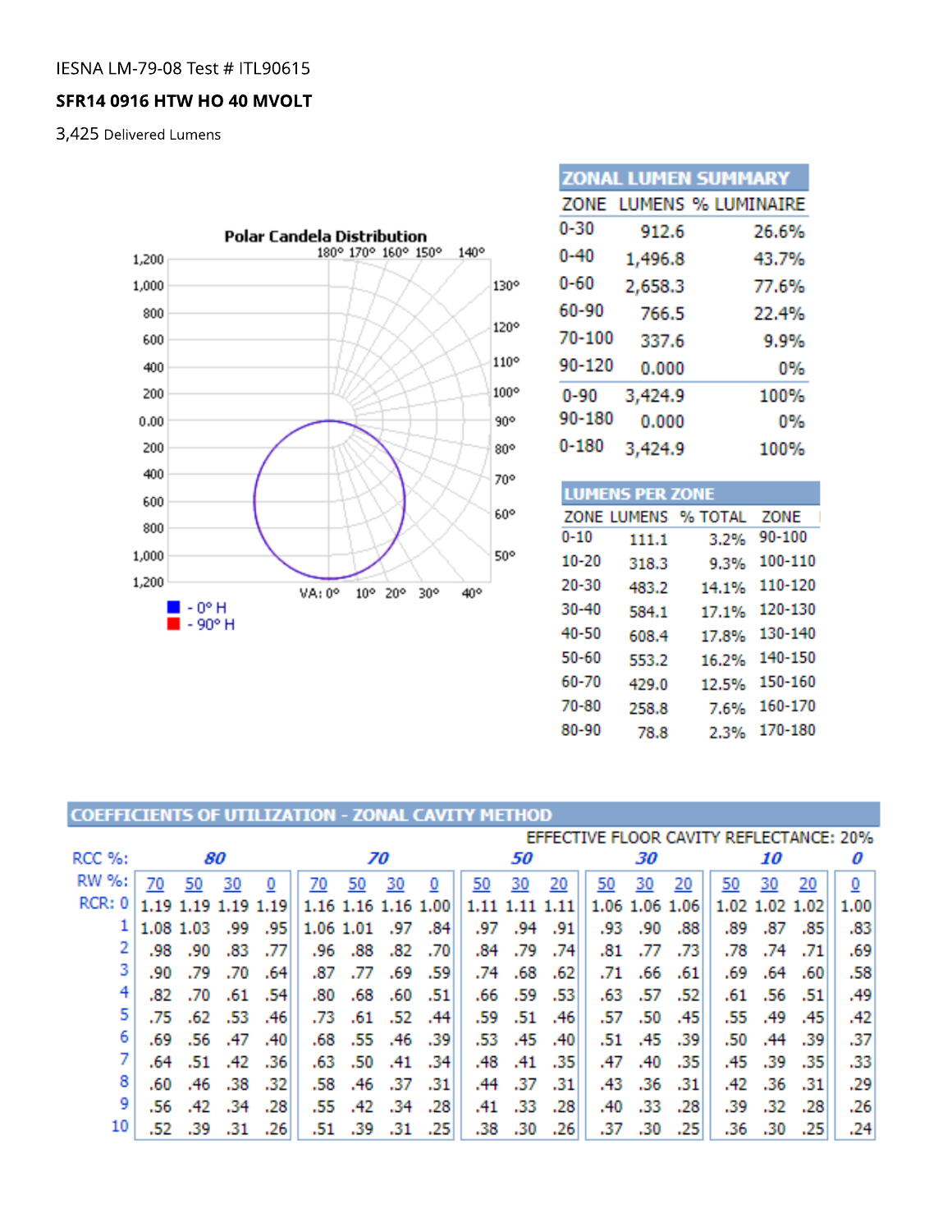IESNA LM-79-08 Test # ITL90615

**SFR14 0916 HTW HO 40 MVOLT**

3,425 Delivered Lumens

Polar Candela Distribution

180° 170° 160° 150° 140°

130°
120°
110°
100°
90°
80°
70°
60°
50°

1,200
1,000
800
600
400
200
0.00
200
400
600
800
1,000
1,200

VA: 0° 10° 20° 30° 40°

- 0° H
- 90° H

## ZONAL LUMEN SUMMARY

| ZONE | LUMENS | % LUMINAIRE |
|---|---|---|
| 0-30 | 912.6 | 26.6% |
| 0-40 | 1,496.8 | 43.7% |
| 0-60 | 2,658.3 | 77.6% |
| 60-90 | 766.5 | 22.4% |
| 70-100 | 337.6 | 9.9% |
| 90-120 | 0.000 | 0% |
| 0-90 | 3,424.9 | 100% |
| 90-180 | 0.000 | 0% |
| 0-180 | 3,424.9 | 100% |

## LUMENS PER ZONE

| ZONE | LUMENS | % TOTAL | ZONE |
|---|---|---|---|
| 0-10 | 111.1 | 3.2% | 90-100 |
| 10-20 | 318.3 | 9.3% | 100-110 |
| 20-30 | 483.2 | 14.1% | 110-120 |
| 30-40 | 584.1 | 17.1% | 120-130 |
| 40-50 | 608.4 | 17.8% | 130-140 |
| 50-60 | 553.2 | 16.2% | 140-150 |
| 60-70 | 429.0 | 12.5% | 150-160 |
| 70-80 | 258.8 | 7.6% | 160-170 |
| 80-90 | 78.8 | 2.3% | 170-180 |

## COEFFICIENTS OF UTILIZATION - ZONAL CAVITY METHOD

EFFECTIVE FLOOR CAVITY REFLECTANCE: 20%

| RCC %: | 80 | | | | 70 | | | | 50 | | | 30 | | | 10 | | | 0 |
|---|---|---|---|---|---|---|---|---|---|---|---|---|---|---|---|---|---|---|
| RW %: | 70 | 50 | 30 | 0 | 70 | 50 | 30 | 0 | 50 | 30 | 20 | 50 | 30 | 20 | 50 | 30 | 20 | 0 |
| RCR: 0 | 1.19 | 1.19 | 1.19 | 1.19 | 1.16 | 1.16 | 1.16 | 1.00 | 1.11 | 1.11 | 1.11 | 1.06 | 1.06 | 1.06 | 1.02 | 1.02 | 1.02 | 1.00 |
| 1 | 1.08 | 1.03 | .99 | .95 | 1.06 | 1.01 | .97 | .84 | .97 | .94 | .91 | .93 | .90 | .88 | .89 | .87 | .85 | .83 |
| 2 | .98 | .90 | .83 | .77 | .96 | .88 | .82 | .70 | .84 | .79 | .74 | .81 | .77 | .73 | .78 | .74 | .71 | .69 |
| 3 | .90 | .79 | .70 | .64 | .87 | .77 | .69 | .59 | .74 | .68 | .62 | .71 | .66 | .61 | .69 | .64 | .60 | .58 |
| 4 | .82 | .70 | .61 | .54 | .80 | .68 | .60 | .51 | .66 | .59 | .53 | .63 | .57 | .52 | .61 | .56 | .51 | .49 |
| 5 | .75 | .62 | .53 | .46 | .73 | .61 | .52 | .44 | .59 | .51 | .46 | .57 | .50 | .45 | .55 | .49 | .45 | .42 |
| 6 | .69 | .56 | .47 | .40 | .68 | .55 | .46 | .39 | .53 | .45 | .40 | .51 | .45 | .39 | .50 | .44 | .39 | .37 |
| 7 | .64 | .51 | .42 | .36 | .63 | .50 | .41 | .34 | .48 | .41 | .35 | .47 | .40 | .35 | .45 | .39 | .35 | .33 |
| 8 | .60 | .46 | .38 | .32 | .58 | .46 | .37 | .31 | .44 | .37 | .31 | .43 | .36 | .31 | .42 | .36 | .31 | .29 |
| 9 | .56 | .42 | .34 | .28 | .55 | .42 | .34 | .28 | .41 | .33 | .28 | .40 | .33 | .28 | .39 | .32 | .28 | .26 |
| 10 | .52 | .39 | .31 | .26 | .51 | .39 | .31 | .25 | .38 | .30 | .26 | .37 | .30 | .25 | .36 | .30 | .25 | .24 |